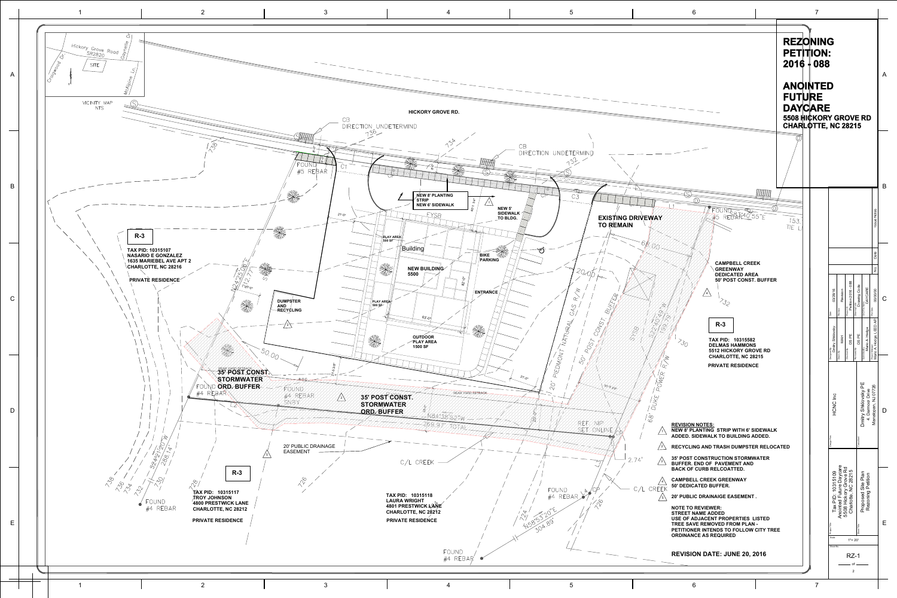# REZONING PETITION: 2016 - 088

## ANOINTED FUTURE DAYCARE

**5508 HICKORY GROVE RD CHARLOTTE, NC 28215**

VICINITY MAP NTS

Hickory Grove Road SR2820

Craigwood Dr.

Gaynelle Dr.

McAlpine Ln.

SITE

HICKORY GROVE RD.

CB DIRECTION UNDETERMIND

CB DIRECTION UNDETERMIND

FOUND #5 REBAR

NEW 8' PLANTING STRIP
NEW 6' SIDEWALK

NEW 5' SIDEWALK TO BLDG.

EXISTING DRIVEWAY TO REMAIN

PLAY AREA 500 SF

Building

NEW BUILDING 5500

BIKE PARKING

ENTRANCE

PLAY AREA 500 SF

DUMPSTER AND RECYCLING

OUTDOOR PLAY AREA 1500 SF

20' PIEDMONT NATURAL GAS R/W

50' POST CONST. BUFFER

68' DUKE POWER R/W

**R-3**

**TAX PID: 10315107**
**NASARIO E GONZALEZ**
**1635 MARIEBEL AVE APT 2**
**CHARLOTTE, NC 28216**

**PRIVATE RESIDENCE**

**35' POST CONST. STORMWATER ORD. BUFFER**

FOUND #4 REBAR

FOUND #4 REBAR SNBY

**35' POST CONST. STORMWATER ORD. BUFFER**

REAR YARD SETBACK

N84°38'52"W 269.97' TOTAL

20' PUBLIC DRAINAGE EASEMENT

C/L CREEK

REF. NIP SET ONLINE

FOUND #4 REBAR

C/L CREEK

N58°53'20"E 304.89'

S24°21'20"W 288.14'

N24°25'08"E 112.27'

S22°40'49"W 199.79'

FOUND #5 REBAR S87°40'55"E

**CAMPBELL CREEK GREENWAY DEDICATED AREA 50' POST CONST. BUFFER**

**R-3**

**TAX PID: 10315582**
**DELMAS HAMMONS**
**5512 HICKORY GROVE RD**
**CHARLOTTE, NC 28215**

**PRIVATE RESIDENCE**

**R-3**

**TAX PID: 10315117**
**TROY JOHNSON**
**4800 PRESTWICK LANE**
**CHARLOTTE, NC 28212**

**PRIVATE RESIDENCE**

**TAX PID: 10315118**
**LAURA WRIGHT**
**4801 PRESTWICK LANE**
**CHARLOTTE, NC 28212**

**PRIVATE RESIDENCE**

FOUND #4 REBAR

**REVISION NOTES:**

1. **NEW 8' PLANTING STRIP WITH 6' SIDEWALK ADDED. SIDEWALK TO BUILDING ADDED.**
2. **RECYCLING AND TRASH DUMPSTER RELOCATED**
3. **35' POST CONSTRUCTION STORMWATER BUFFER. END OF PAVEMENT AND BACK OF CURB RELCOATTED.**
4. **CAMPBELL CREEK GREENWAY 50' DEDICATED BUFFER.**
5. **20' PUBLIC DRAINAIGE EASEMENT .**

**NOTE TO REVIEWER:**
**STREET NAME ADDED**
**USE OF ADJACENT PROPERTIES LISTED**
**TREE SAVE REMOVED FROM PLAN - PETITIONER INTENDS TO FOLLOW CITY TREE ORDINANCE AS REQUIRED**

**REVISION DATE: JUNE 20, 2016**

HCNC Inc

Dmitry Shklovsky PE
4 Deermor Drive
Manalapan, NJ 07726

Date: 03/28/16 | Revision | Petition 2016 - 088 | DAYCARE | 00/00/00

Engineering: Dmitry Shklovsky | Drawn By: MAH | Checked By: DS PE | Reviewed By: DS PE | Mario A. Hodge | Mario A. Hodge, LEED AP

Tax PID: 10315109
Anointed Future Daycare
5508 Hickory Grove Rd
Charlotte, NC 28215

Proposed Site Plan
Rezoning Petition

Scale: 1"= 20'

Sheet No: RZ-1 of 2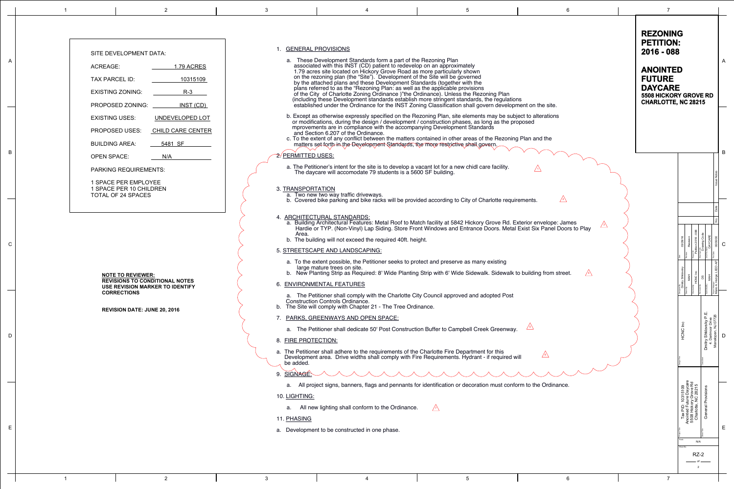# REZONING PETITION: 2016 - 088

## ANOINTED FUTURE DAYCARE

**5508 HICKORY GROVE RD**
**CHARLOTTE, NC 28215**

SITE DEVELOPMENT DATA:

| | |
|---|---|
| ACREAGE: | 1.79 ACRES |
| TAX PARCEL ID: | 10315109 |
| EXISTING ZONING: | R-3 |
| PROPOSED ZONING: | INST (CD) |
| EXISTING USES: | UNDEVELOPED LOT |
| PROPOSED USES: | CHILD CARE CENTER |
| BUILDING AREA: | 5481 SF |
| OPEN SPACE: | N/A |

PARKING REQUIREMENTS:

1 SPACE PER EMPLOYEE
1 SPACE PER 10 CHILDREN
TOTAL OF 24 SPACES

**NOTE TO REVIEWER:**
**REVISIONS TO CONDITIONAL NOTES USE REVISION MARKER TO IDENTIFY CORRECTIONS**

**REVISION DATE: JUNE 20, 2016**

1. GENERAL PROVISIONS

a. These Development Standards form a part of the Rezoning Plan associated with this INST (CD) patient to redevelop on an approximately 1.79 acres site located on Hickory Grove Road as more particularly shown on the rezoning plan (the "Site"). Development of the Site will be governed by the attached plans and these Development Standards (together with the plans referred to as the "Rezoning Plan: as well as the applicable provisions of the City of Charlotte Zoning Ordinance )"the Ordinance). Unless the Rezoning Plan (including these Development standards establish more stringent standards, the regulations established under the Ordinance for the INST Zoning Classification shall govern development on the site.

b. Except as otherwise expressly specified on the Rezoning Plan, site elements may be subject to alterations or modifications, during the design / development / construction phases, as long as the proposed mprovements are in compliance with the accompanying Development Standards and Section 6.207 of the Ordinance.

c. To the extent of any conflict between the matters contained in other areas of the Rezoning Plan and the matters set forth in the Development Standards, the more restrictive shall govern.

2. PERMITTED USES:

a. The Petitioner's intent for the site is to develop a vacant lot for a new chidl care facility. The daycare will accomodate 79 students is a 5600 SF building.

3. TRANSPORTATION

a. Two new two way traffic driveways.
b. Covered bike parking and bike racks will be provided according to City of Charlotte requirements.

4. ARCHITECTURAL STANDARDS:

a. Building Architectural Features: Metal Roof to Match facility at 5842 Hickory Grove Rd. Exterior envelope: James Hardie or TYP. (Non-Vinyl) Lap Siding. Store Front Windows and Entrance Doors. Metal Exist Six Panel Doors to Play Area.
b. The building will not exceed the required 40ft. height.

5. STREETSCAPE AND LANDSCAPING:

a. To the extent possible, the Petitioner seeks to protect and preserve as many existing large mature trees on site.
b. New Planting Strip as Required: 8' Wide Planting Strip with 6' Wide Sidewalk. Sidewalk to building from street.

6. ENVIRONMENTAL FEATURES

a. The Petitioner shall comply with the Charlotte City Council approved and adopted Post Construction Controls Ordinance.
b. The Site will comply with Chapter 21 - The Tree Ordinance.

7. PARKS, GREENWAYS AND OPEN SPACE:

a. The Petitioner shall dedicate 50' Post Construction Buffer to Campbell Creek Greenway.

8. FIRE PROTECTION:

a. The Petitioner shall adhere to the requirements of the Charlotte Fire Department for this Development area. Drive widths shall comply with Fire Requirements. Hydrant - if required will be added.

9. SIGNAGE:

a. All project signs, banners, flags and pennants for identification or decoration must conform to the Ordinance.

10. LIGHTING:

a. All new lighting shall conform to the Ordinance.

11. PHASING

a. Development to be constructed in one phase.

| | |
|---|---|
| Date | 03/28/16 |
| Revision | Revision |
| Project No. | Petition 2016 - 088 |
| Drawing Code | DAYCARE |
| Print Date | 00/00/00 |
| Designed By | Dmitry Shklovsky |
| Drawn By | MAH |
| Checked By | HCNC Inc |
| Reviewed By | DS |
| Approved By | MAH |
| Architect | Maria A. Hodge, LEED AP |

HCNC Inc

Dmitry Shklovsky P.E.
4, Dartmoor Drive
Manalapan, NJ 07726

Tax PID: 10315109
Anointed Future Daycare
5508 Hickory Grove Rd
Charlotte, NC 28215

General Provisions

Scale: N/A

Sheet No: RZ-2 of 2